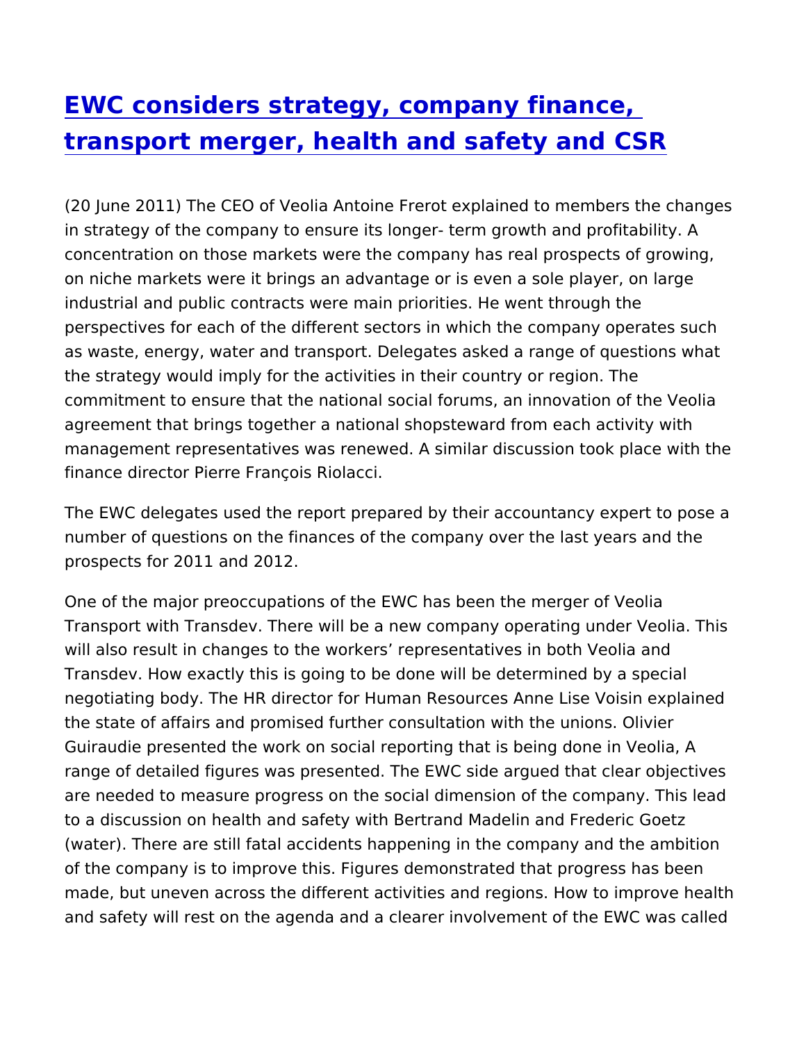# [EWC considers strategy, company finance, transport merger, health and safety and CSR]()

(20 June 2011) The CEO of Veolia Antoine Frerot explained to members the changes in strategy of the company to ensure its longer- term growth and profitability. A concentration on those markets were the company has real prospects of growing, on niche markets were it brings an advantage or is even a sole player, on large industrial and public contracts were main priorities. He went through the perspectives for each of the different sectors in which the company operates such as waste, energy, water and transport. Delegates asked a range of questions what the strategy would imply for the activities in their country or region. The commitment to ensure that the national social forums, an innovation of the Veolia agreement that brings together a national shopsteward from each activity with management representatives was renewed. A similar discussion took place with the finance director Pierre François Riolacci.

The EWC delegates used the report prepared by their accountancy expert to pose a number of questions on the finances of the company over the last years and the prospects for 2011 and 2012.

One of the major preoccupations of the EWC has been the merger of Veolia Transport with Transdev. There will be a new company operating under Veolia. This will also result in changes to the workers' representatives in both Veolia and Transdev. How exactly this is going to be done will be determined by a special negotiating body. The HR director for Human Resources Anne Lise Voisin explained the state of affairs and promised further consultation with the unions. Olivier Guiraudie presented the work on social reporting that is being done in Veolia, A range of detailed figures was presented. The EWC side argued that clear objectives are needed to measure progress on the social dimension of the company. This lead to a discussion on health and safety with Bertrand Madelin and Frederic Goetz (water). There are still fatal accidents happening in the company and the ambition of the company is to improve this. Figures demonstrated that progress has been made, but uneven across the different activities and regions. How to improve health and safety will rest on the agenda and a clearer involvement of the EWC was called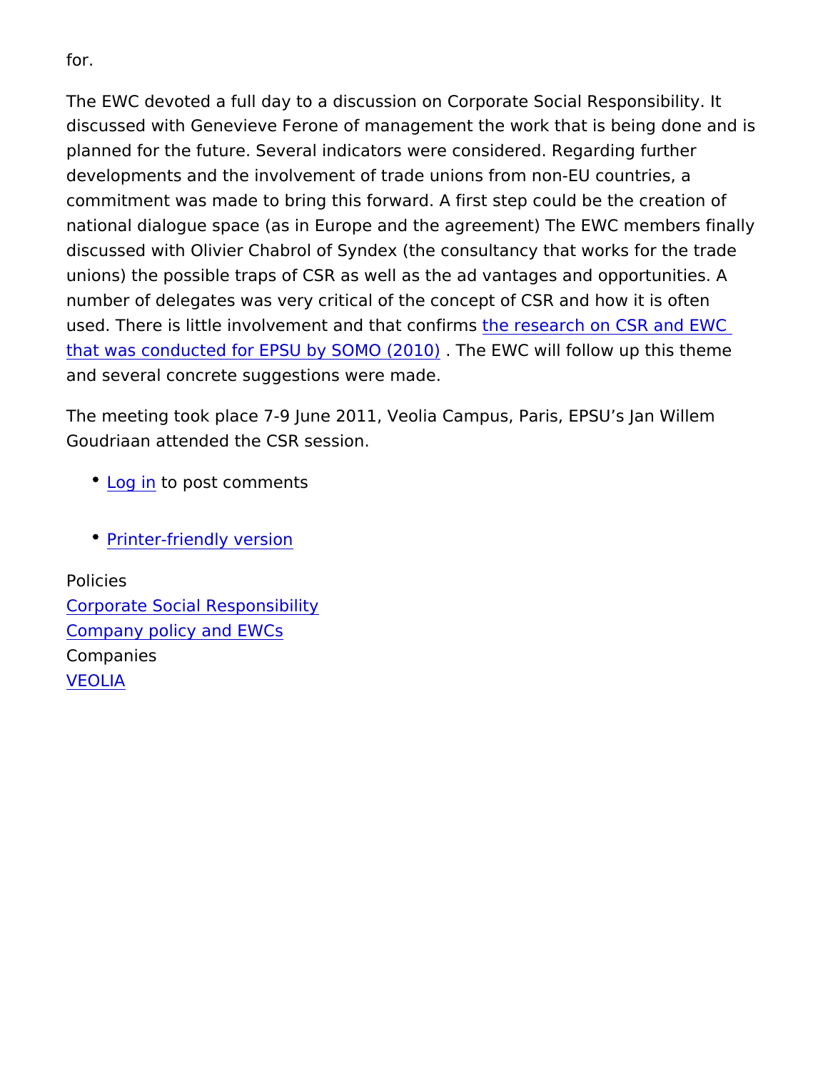for.

The EWC devoted a full day to a discussion on Corporate Social Responsibility. It discussed with Genevieve Ferone of management the work that is being done and is planned for the future. Several indicators were considered. Regarding further developments and the involvement of trade unions from non-EU countries, a commitment was made to bring this forward. A first step could be the creation of national dialogue space (as in Europe and the agreement) The EWC members finally discussed with Olivier Chabrol of Syndex (the consultancy that works for the trade unions) the possible traps of CSR as well as the ad vantages and opportunities. A number of delegates was very critical of the concept of CSR and how it is often used. There is little involvement and that confirms the research on CSR and EWC that was conducted for EPSU by SOMO (2010). The EWC will follow up this theme and several concrete suggestions were made.

The meeting took place 7-9 June 2011, Veolia Campus, Paris, EPSU's Jan Willem Goudriaan attended the CSR session.

- Log in to post comments
- Printer-friendly version

Policies
Corporate Social Responsibility
Company policy and EWCs
Companies
VEOLIA